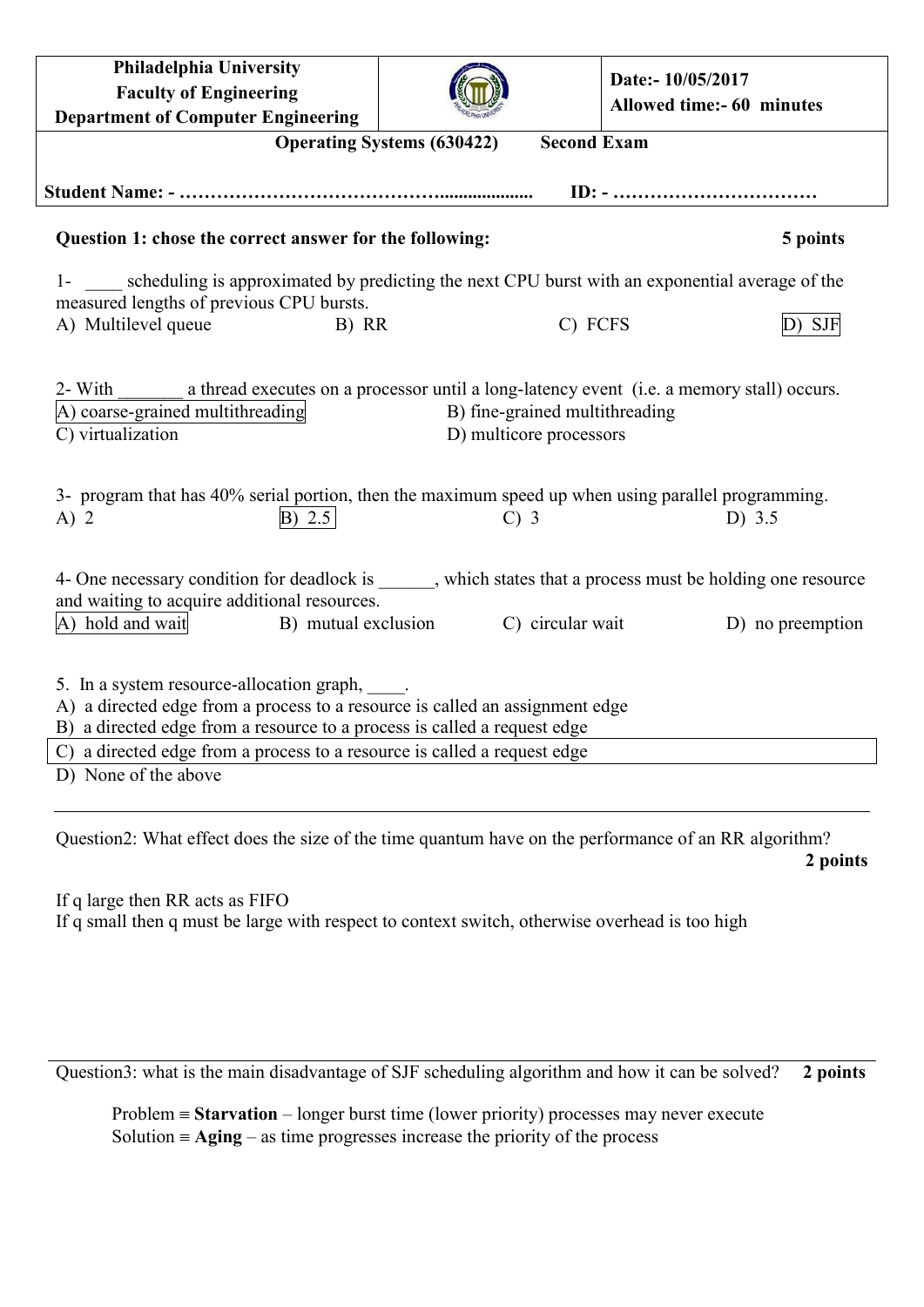| Philadelphia University<br>Faculty of Engineering<br>Department of Computer Engineering | | Date:- 10/05/2017<br>Allowed time:- 60 minutes |
|---|---|---|

**Operating Systems (630422) Second Exam**

**Student Name: - …………………………………….................... ID: - ……………………………**

**Question 1: chose the correct answer for the following: 5 points**

1- ____ scheduling is approximated by predicting the next CPU burst with an exponential average of the measured lengths of previous CPU bursts.

A) Multilevel queue B) RR C) FCFS **D) SJF**

2- With _______ a thread executes on a processor until a long-latency event (i.e. a memory stall) occurs.

**A) coarse-grained multithreading**
B) fine-grained multithreading
C) virtualization
D) multicore processors

3- program that has 40% serial portion, then the maximum speed up when using parallel programming.

A) 2 **B) 2.5** C) 3 D) 3.5

4- One necessary condition for deadlock is ______, which states that a process must be holding one resource and waiting to acquire additional resources.

**A) hold and wait** B) mutual exclusion C) circular wait D) no preemption

5. In a system resource-allocation graph, ____.

A) a directed edge from a process to a resource is called an assignment edge
B) a directed edge from a resource to a process is called a request edge
**C) a directed edge from a process to a resource is called a request edge**
D) None of the above

---

Question2: What effect does the size of the time quantum have on the performance of an RR algorithm? **2 points**

If q large then RR acts as FIFO
If q small then q must be large with respect to context switch, otherwise overhead is too high

---

Question3: what is the main disadvantage of SJF scheduling algorithm and how it can be solved? **2 points**

Problem ≡ **Starvation** – longer burst time (lower priority) processes may never execute
Solution ≡ **Aging** – as time progresses increase the priority of the process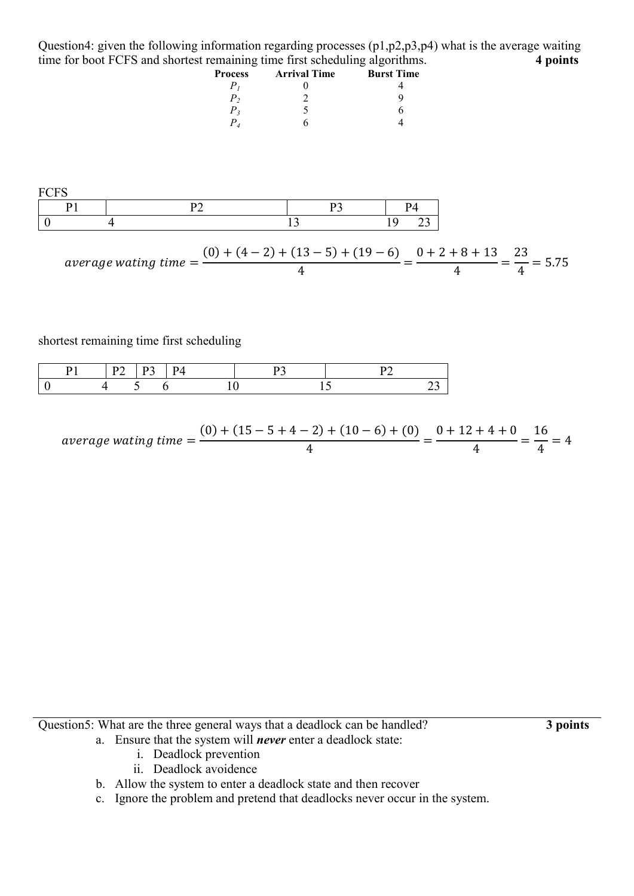Question4: given the following information regarding processes (p1,p2,p3,p4) what is the average waiting time for boot FCFS and shortest remaining time first scheduling algorithms. **4 points**

| **Process** | **Arrival Time** | **Burst Time** |
|---|---|---|
| $P_1$ | 0 | 4 |
| $P_2$ | 2 | 9 |
| $P_3$ | 5 | 6 |
| $P_4$ | 6 | 4 |

FCFS

| P1 | P2 | P3 | P4 |
|---|---|---|---|
| 0 &nbsp;&nbsp;&nbsp;&nbsp; 4 | | 13 | 19 &nbsp;&nbsp; 23 |

$$average\ wating\ time = \frac{(0) + (4-2) + (13-5) + (19-6)}{4} = \frac{0+2+8+13}{4} = \frac{23}{4} = 5.75$$

shortest remaining time first scheduling

| P1 | P2 | P3 | P4 | P3 | P2 |
|---|---|---|---|---|---|
| 0 &nbsp;&nbsp;&nbsp;&nbsp; 4 | 5 | 6 | 10 | 15 | 23 |

$$average\ wating\ time = \frac{(0) + (15-5+4-2) + (10-6) + (0)}{4} = \frac{0+12+4+0}{4} = \frac{16}{4} = 4$$

---

Question5: What are the three general ways that a deadlock can be handled? **3 points**

a. Ensure that the system will ***never*** enter a deadlock state:
   i. Deadlock prevention
   ii. Deadlock avoidence
b. Allow the system to enter a deadlock state and then recover
c. Ignore the problem and pretend that deadlocks never occur in the system.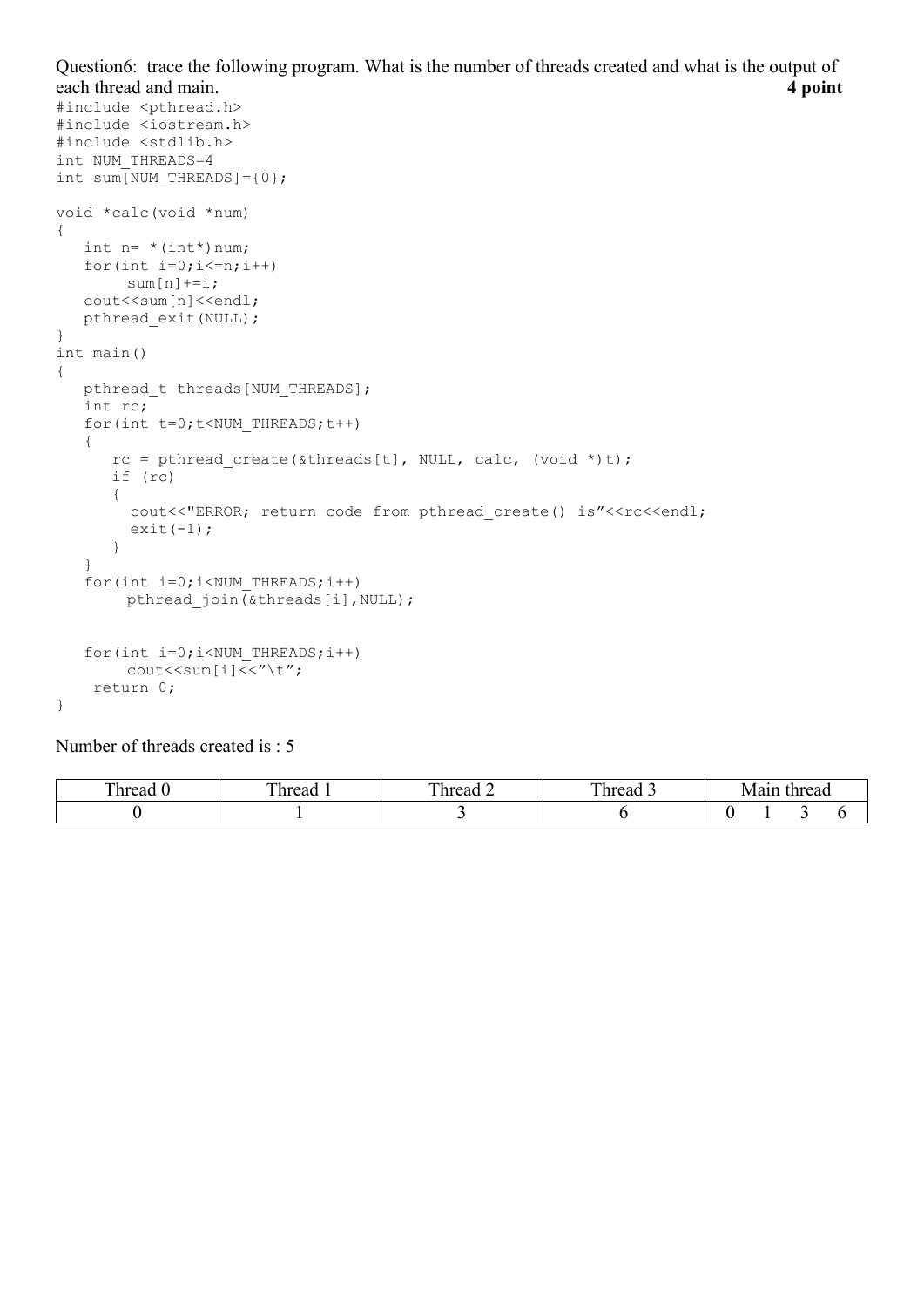Question6: trace the following program. What is the number of threads created and what is the output of each thread and main. **4 point**

```
#include <pthread.h>
#include <iostream.h>
#include <stdlib.h>
int NUM_THREADS=4
int sum[NUM_THREADS]={0};

void *calc(void *num)
{
   int n= *(int*)num;
   for(int i=0;i<=n;i++)
        sum[n]+=i;
   cout<<sum[n]<<endl;
   pthread_exit(NULL);
}
int main()
{
   pthread_t threads[NUM_THREADS];
   int rc;
   for(int t=0;t<NUM_THREADS;t++)
   {
      rc = pthread_create(&threads[t], NULL, calc, (void *)t);
      if (rc)
      {
        cout<<"ERROR; return code from pthread_create() is"<<rc<<endl;
        exit(-1);
      }
   }
   for(int i=0;i<NUM_THREADS;i++)
        pthread_join(&threads[i],NULL);


   for(int i=0;i<NUM_THREADS;i++)
        cout<<sum[i]<<"\t";
    return 0;
}
```

Number of threads created is : 5

| Thread 0 | Thread 1 | Thread 2 | Thread 3 | Main thread |
|---|---|---|---|---|
| 0 | 1 | 3 | 6 | 0 1 3 6 |